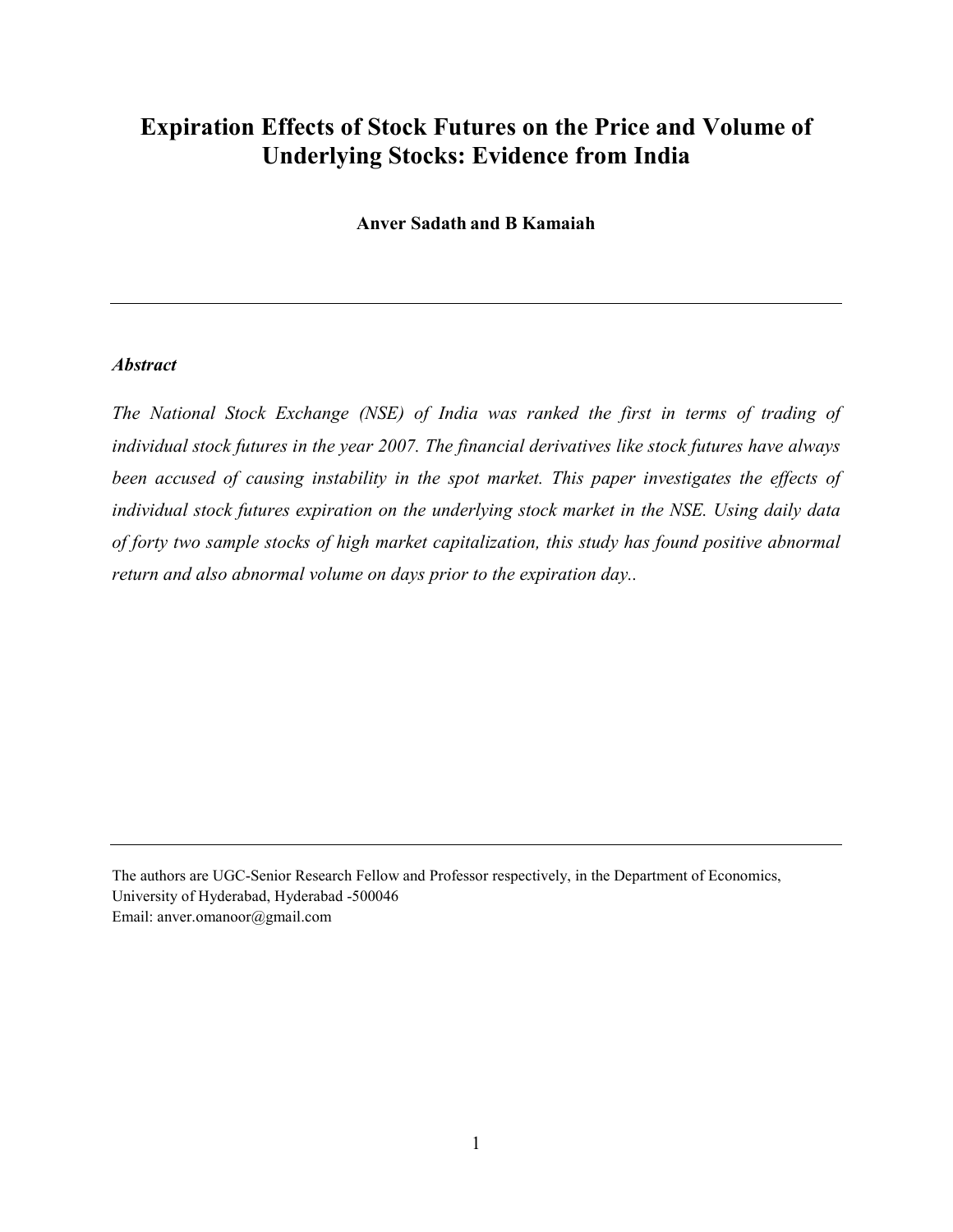# Expiration Effects of Stock Futures on the Price and Volume of Underlying Stocks: Evidence from India

**Anver Sadath and B Kamaiah**

---

***Abstract***

*The National Stock Exchange (NSE) of India was ranked the first in terms of trading of individual stock futures in the year 2007. The financial derivatives like stock futures have always been accused of causing instability in the spot market. This paper investigates the effects of individual stock futures expiration on the underlying stock market in the NSE. Using daily data of forty two sample stocks of high market capitalization, this study has found positive abnormal return and also abnormal volume on days prior to the expiration day..*

---

The authors are UGC-Senior Research Fellow and Professor respectively, in the Department of Economics, University of Hyderabad, Hyderabad -500046
Email: anver.omanoor@gmail.com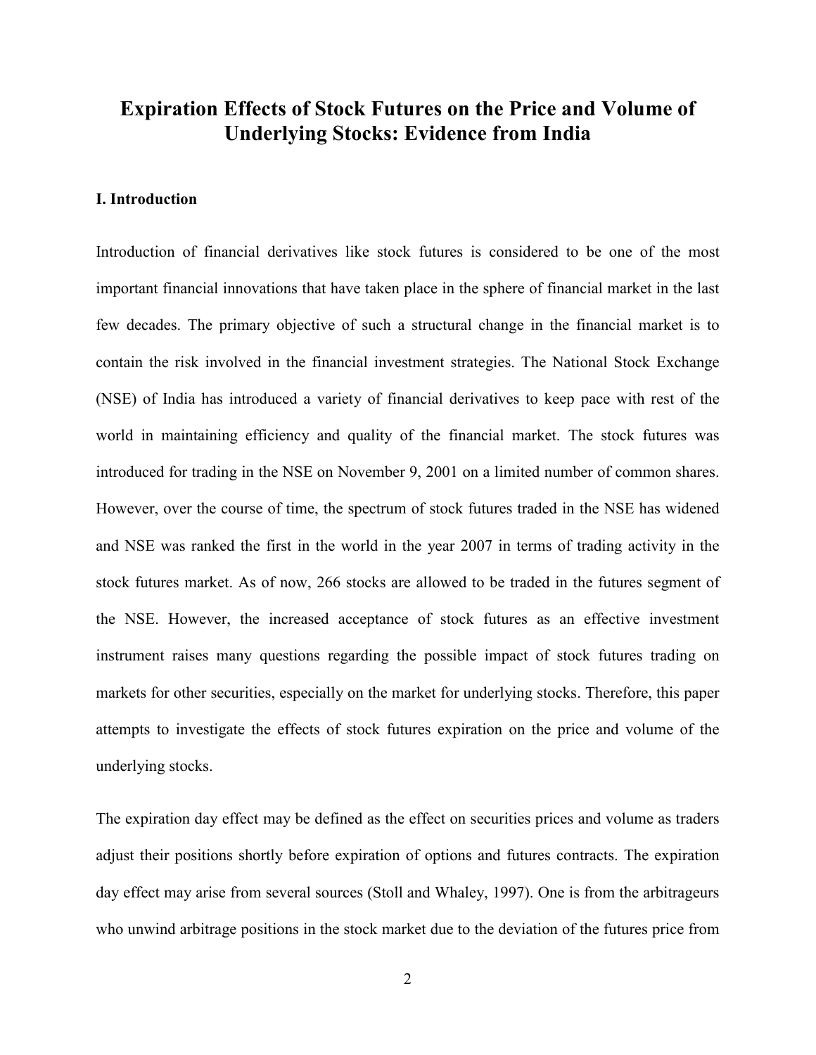# Expiration Effects of Stock Futures on the Price and Volume of Underlying Stocks: Evidence from India

## I. Introduction

Introduction of financial derivatives like stock futures is considered to be one of the most important financial innovations that have taken place in the sphere of financial market in the last few decades. The primary objective of such a structural change in the financial market is to contain the risk involved in the financial investment strategies. The National Stock Exchange (NSE) of India has introduced a variety of financial derivatives to keep pace with rest of the world in maintaining efficiency and quality of the financial market. The stock futures was introduced for trading in the NSE on November 9, 2001 on a limited number of common shares. However, over the course of time, the spectrum of stock futures traded in the NSE has widened and NSE was ranked the first in the world in the year 2007 in terms of trading activity in the stock futures market. As of now, 266 stocks are allowed to be traded in the futures segment of the NSE. However, the increased acceptance of stock futures as an effective investment instrument raises many questions regarding the possible impact of stock futures trading on markets for other securities, especially on the market for underlying stocks. Therefore, this paper attempts to investigate the effects of stock futures expiration on the price and volume of the underlying stocks.

The expiration day effect may be defined as the effect on securities prices and volume as traders adjust their positions shortly before expiration of options and futures contracts. The expiration day effect may arise from several sources (Stoll and Whaley, 1997). One is from the arbitrageurs who unwind arbitrage positions in the stock market due to the deviation of the futures price from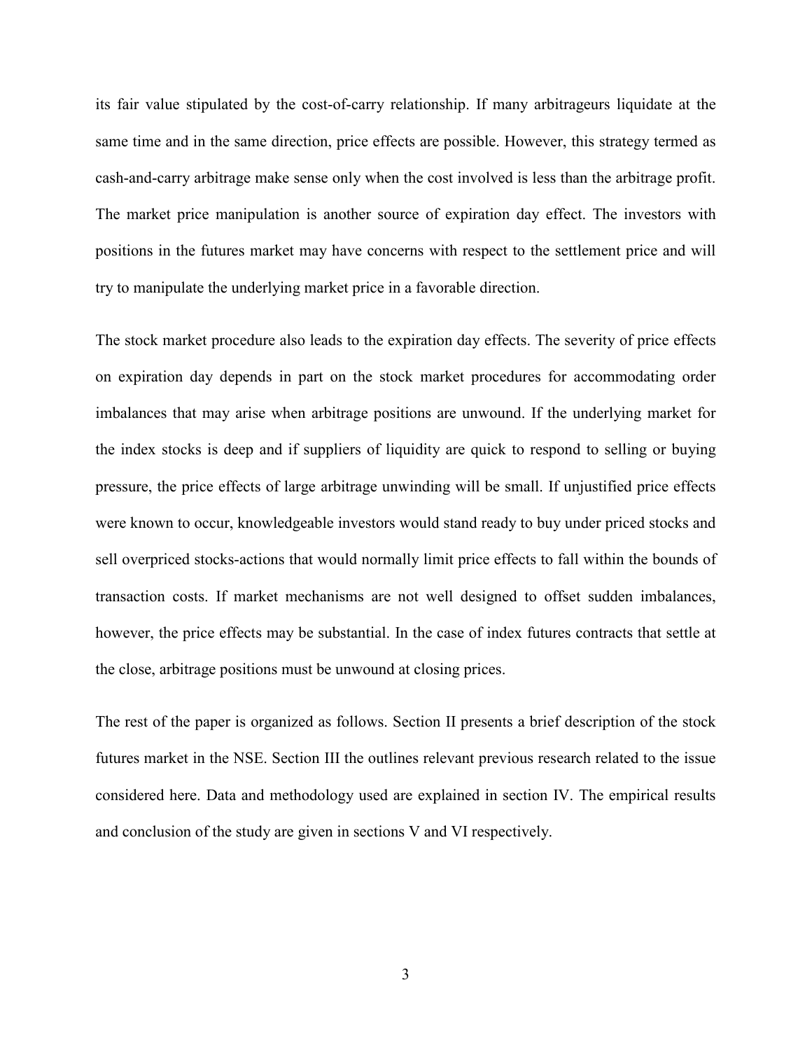its fair value stipulated by the cost-of-carry relationship. If many arbitrageurs liquidate at the same time and in the same direction, price effects are possible. However, this strategy termed as cash-and-carry arbitrage make sense only when the cost involved is less than the arbitrage profit. The market price manipulation is another source of expiration day effect. The investors with positions in the futures market may have concerns with respect to the settlement price and will try to manipulate the underlying market price in a favorable direction.

The stock market procedure also leads to the expiration day effects. The severity of price effects on expiration day depends in part on the stock market procedures for accommodating order imbalances that may arise when arbitrage positions are unwound. If the underlying market for the index stocks is deep and if suppliers of liquidity are quick to respond to selling or buying pressure, the price effects of large arbitrage unwinding will be small. If unjustified price effects were known to occur, knowledgeable investors would stand ready to buy under priced stocks and sell overpriced stocks-actions that would normally limit price effects to fall within the bounds of transaction costs. If market mechanisms are not well designed to offset sudden imbalances, however, the price effects may be substantial. In the case of index futures contracts that settle at the close, arbitrage positions must be unwound at closing prices.

The rest of the paper is organized as follows. Section II presents a brief description of the stock futures market in the NSE. Section III the outlines relevant previous research related to the issue considered here. Data and methodology used are explained in section IV. The empirical results and conclusion of the study are given in sections V and VI respectively.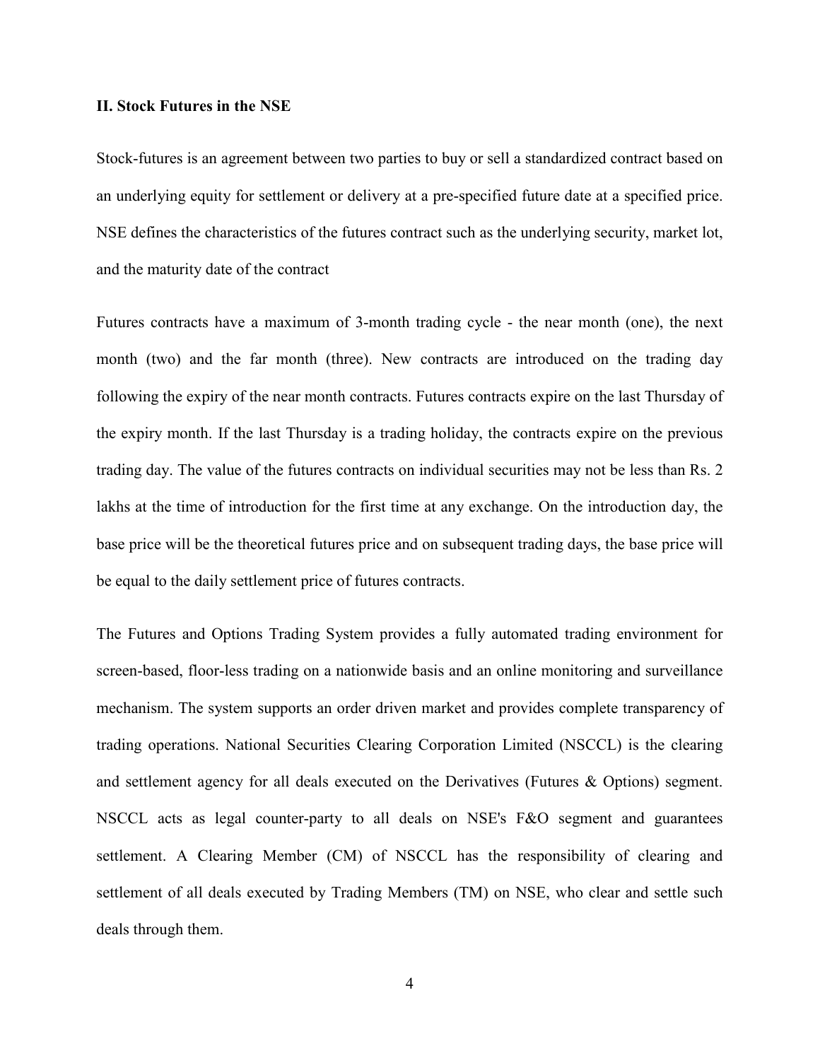## II. Stock Futures in the NSE

Stock-futures is an agreement between two parties to buy or sell a standardized contract based on an underlying equity for settlement or delivery at a pre-specified future date at a specified price. NSE defines the characteristics of the futures contract such as the underlying security, market lot, and the maturity date of the contract

Futures contracts have a maximum of 3-month trading cycle - the near month (one), the next month (two) and the far month (three). New contracts are introduced on the trading day following the expiry of the near month contracts. Futures contracts expire on the last Thursday of the expiry month. If the last Thursday is a trading holiday, the contracts expire on the previous trading day. The value of the futures contracts on individual securities may not be less than Rs. 2 lakhs at the time of introduction for the first time at any exchange. On the introduction day, the base price will be the theoretical futures price and on subsequent trading days, the base price will be equal to the daily settlement price of futures contracts.

The Futures and Options Trading System provides a fully automated trading environment for screen-based, floor-less trading on a nationwide basis and an online monitoring and surveillance mechanism. The system supports an order driven market and provides complete transparency of trading operations. National Securities Clearing Corporation Limited (NSCCL) is the clearing and settlement agency for all deals executed on the Derivatives (Futures & Options) segment. NSCCL acts as legal counter-party to all deals on NSE's F&O segment and guarantees settlement. A Clearing Member (CM) of NSCCL has the responsibility of clearing and settlement of all deals executed by Trading Members (TM) on NSE, who clear and settle such deals through them.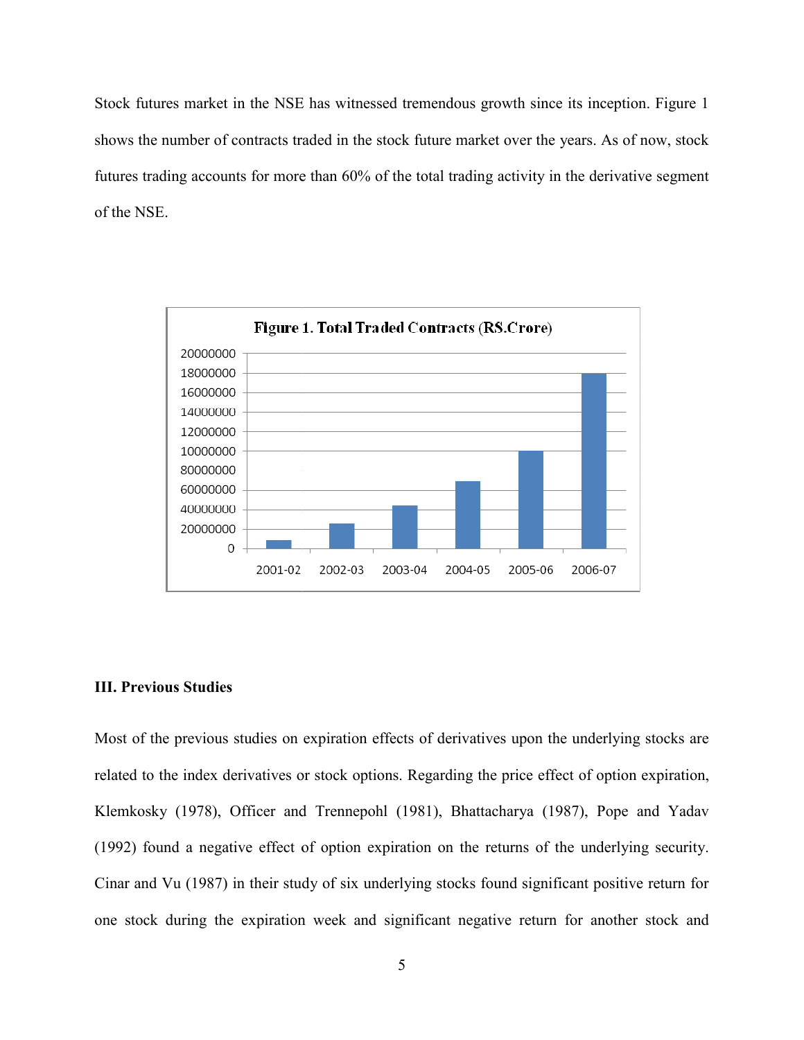Stock futures market in the NSE has witnessed tremendous growth since its inception. Figure 1 shows the number of contracts traded in the stock future market over the years. As of now, stock futures trading accounts for more than 60% of the total trading activity in the derivative segment of the NSE.

Figure 1. Total Traded Contracts (RS.Crore)

### III. Previous Studies

Most of the previous studies on expiration effects of derivatives upon the underlying stocks are related to the index derivatives or stock options. Regarding the price effect of option expiration, Klemkosky (1978), Officer and Trennepohl (1981), Bhattacharya (1987), Pope and Yadav (1992) found a negative effect of option expiration on the returns of the underlying security. Cinar and Vu (1987) in their study of six underlying stocks found significant positive return for one stock during the expiration week and significant negative return for another stock and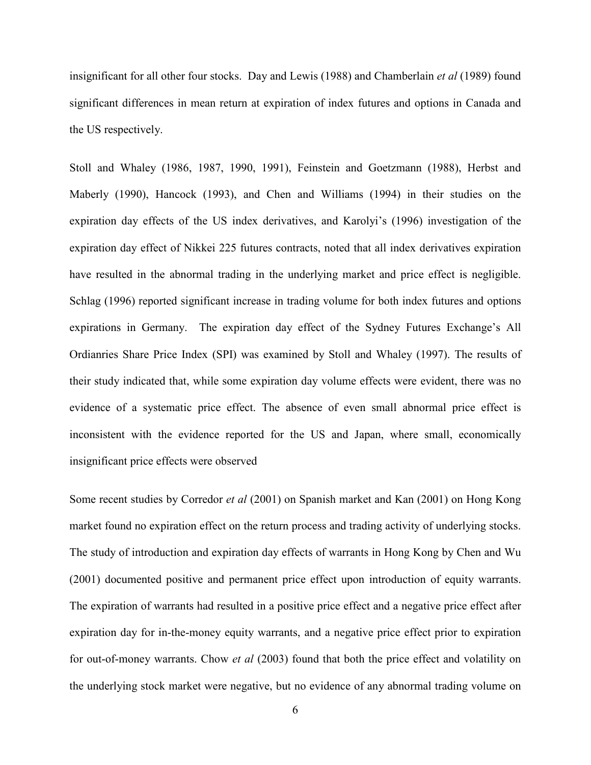insignificant for all other four stocks. Day and Lewis (1988) and Chamberlain *et al* (1989) found significant differences in mean return at expiration of index futures and options in Canada and the US respectively.

Stoll and Whaley (1986, 1987, 1990, 1991), Feinstein and Goetzmann (1988), Herbst and Maberly (1990), Hancock (1993), and Chen and Williams (1994) in their studies on the expiration day effects of the US index derivatives, and Karolyi's (1996) investigation of the expiration day effect of Nikkei 225 futures contracts, noted that all index derivatives expiration have resulted in the abnormal trading in the underlying market and price effect is negligible. Schlag (1996) reported significant increase in trading volume for both index futures and options expirations in Germany. The expiration day effect of the Sydney Futures Exchange's All Ordianries Share Price Index (SPI) was examined by Stoll and Whaley (1997). The results of their study indicated that, while some expiration day volume effects were evident, there was no evidence of a systematic price effect. The absence of even small abnormal price effect is inconsistent with the evidence reported for the US and Japan, where small, economically insignificant price effects were observed

Some recent studies by Corredor *et al* (2001) on Spanish market and Kan (2001) on Hong Kong market found no expiration effect on the return process and trading activity of underlying stocks. The study of introduction and expiration day effects of warrants in Hong Kong by Chen and Wu (2001) documented positive and permanent price effect upon introduction of equity warrants. The expiration of warrants had resulted in a positive price effect and a negative price effect after expiration day for in-the-money equity warrants, and a negative price effect prior to expiration for out-of-money warrants. Chow *et al* (2003) found that both the price effect and volatility on the underlying stock market were negative, but no evidence of any abnormal trading volume on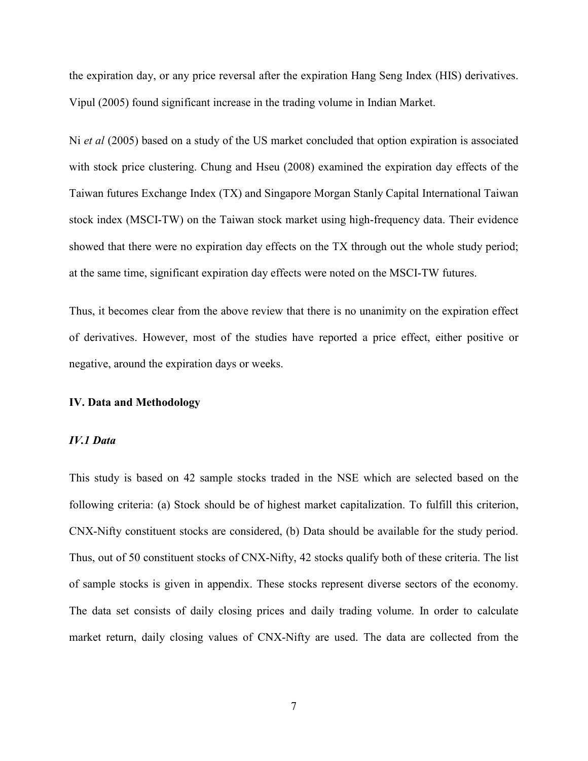the expiration day, or any price reversal after the expiration Hang Seng Index (HIS) derivatives. Vipul (2005) found significant increase in the trading volume in Indian Market.

Ni *et al* (2005) based on a study of the US market concluded that option expiration is associated with stock price clustering. Chung and Hseu (2008) examined the expiration day effects of the Taiwan futures Exchange Index (TX) and Singapore Morgan Stanly Capital International Taiwan stock index (MSCI-TW) on the Taiwan stock market using high-frequency data. Their evidence showed that there were no expiration day effects on the TX through out the whole study period; at the same time, significant expiration day effects were noted on the MSCI-TW futures.

Thus, it becomes clear from the above review that there is no unanimity on the expiration effect of derivatives. However, most of the studies have reported a price effect, either positive or negative, around the expiration days or weeks.

## IV. Data and Methodology

### *IV.1 Data*

This study is based on 42 sample stocks traded in the NSE which are selected based on the following criteria: (a) Stock should be of highest market capitalization. To fulfill this criterion, CNX-Nifty constituent stocks are considered, (b) Data should be available for the study period. Thus, out of 50 constituent stocks of CNX-Nifty, 42 stocks qualify both of these criteria. The list of sample stocks is given in appendix. These stocks represent diverse sectors of the economy. The data set consists of daily closing prices and daily trading volume. In order to calculate market return, daily closing values of CNX-Nifty are used. The data are collected from the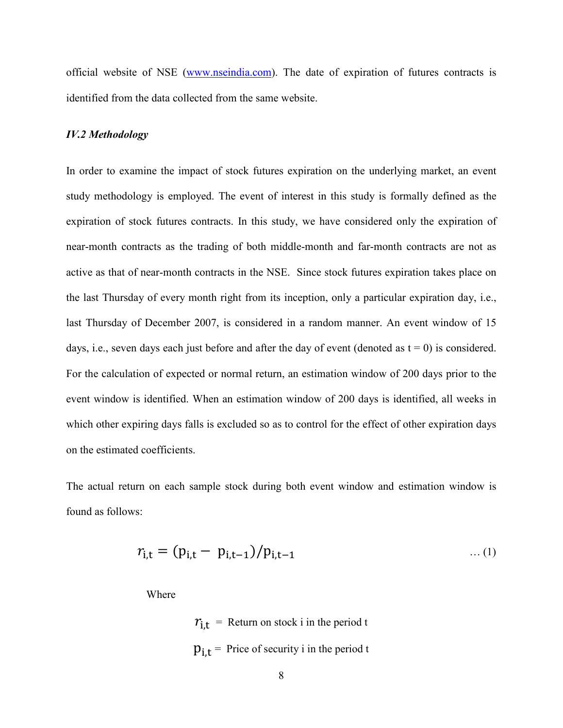official website of NSE (www.nseindia.com). The date of expiration of futures contracts is identified from the data collected from the same website.

### *IV.2 Methodology*

In order to examine the impact of stock futures expiration on the underlying market, an event study methodology is employed. The event of interest in this study is formally defined as the expiration of stock futures contracts. In this study, we have considered only the expiration of near-month contracts as the trading of both middle-month and far-month contracts are not as active as that of near-month contracts in the NSE. Since stock futures expiration takes place on the last Thursday of every month right from its inception, only a particular expiration day, i.e., last Thursday of December 2007, is considered in a random manner. An event window of 15 days, i.e., seven days each just before and after the day of event (denoted as $t = 0$) is considered. For the calculation of expected or normal return, an estimation window of 200 days prior to the event window is identified. When an estimation window of 200 days is identified, all weeks in which other expiring days falls is excluded so as to control for the effect of other expiration days on the estimated coefficients.

The actual return on each sample stock during both event window and estimation window is found as follows:

$$r_{i,t} = (p_{i,t} - p_{i,t-1})/p_{i,t-1} \qquad \ldots (1)$$

Where

$r_{i,t}$ = Return on stock i in the period t

$p_{i,t}$ = Price of security i in the period t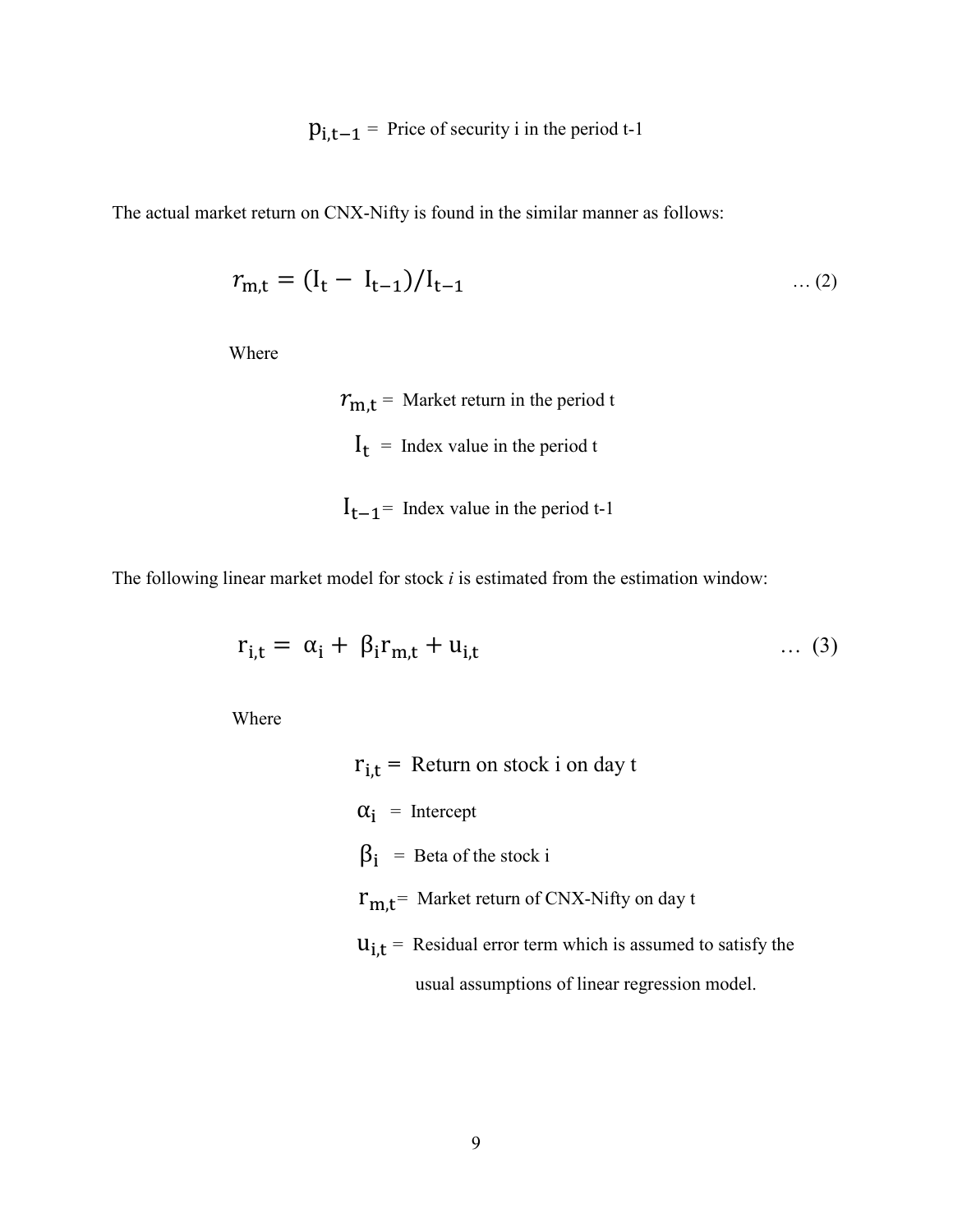$p_{i,t-1}$ = Price of security i in the period t-1

The actual market return on CNX-Nifty is found in the similar manner as follows:

$$r_{m,t} = (I_t - I_{t-1})/I_{t-1} \quad \text{… (2)}$$

Where

$r_{m,t}$ = Market return in the period t

$I_t$ = Index value in the period t

$I_{t-1}$ = Index value in the period t-1

The following linear market model for stock *i* is estimated from the estimation window:

$$r_{i,t} = \alpha_i + \beta_i r_{m,t} + u_{i,t} \quad \text{… (3)}$$

Where

$r_{i,t}$ = Return on stock i on day t

$\alpha_i$ = Intercept

$\beta_i$ = Beta of the stock i

$r_{m,t}$ = Market return of CNX-Nifty on day t

$u_{i,t}$ = Residual error term which is assumed to satisfy the usual assumptions of linear regression model.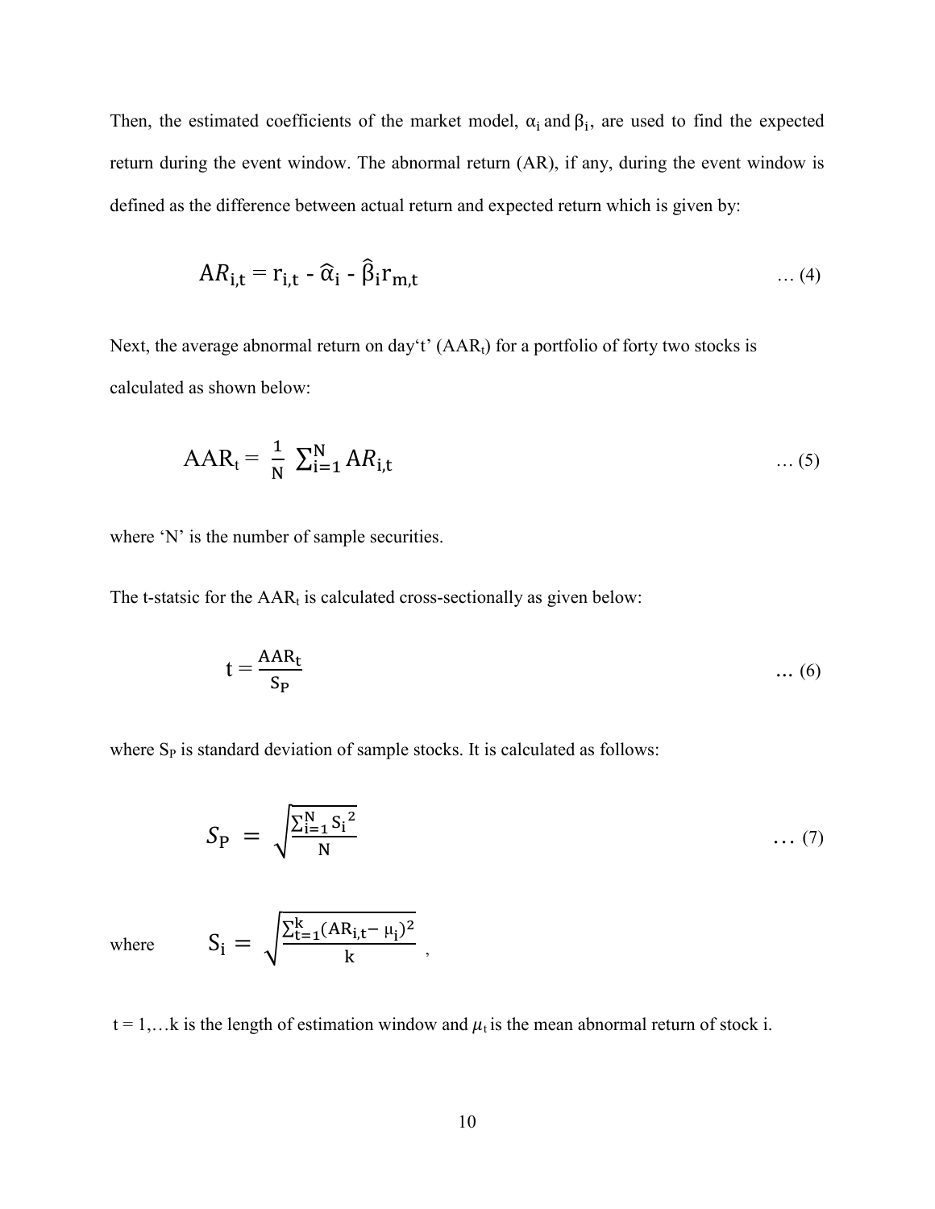Then, the estimated coefficients of the market model, $\alpha_i$ and $\beta_i$, are used to find the expected return during the event window. The abnormal return (AR), if any, during the event window is defined as the difference between actual return and expected return which is given by:

$$AR_{i,t} = r_{i,t} - \hat{\alpha}_i - \hat{\beta}_i r_{m,t} \qquad \ldots (4)$$

Next, the average abnormal return on day't' ($AAR_t$) for a portfolio of forty two stocks is calculated as shown below:

$$AAR_t = \frac{1}{N} \sum_{i=1}^{N} AR_{i,t} \qquad \ldots (5)$$

where 'N' is the number of sample securities.

The t-statsic for the $AAR_t$ is calculated cross-sectionally as given below:

$$t = \frac{AAR_t}{S_P} \qquad \ldots (6)$$

where $S_P$ is standard deviation of sample stocks. It is calculated as follows:

$$S_P = \sqrt{\frac{\sum_{i=1}^{N} S_i^{\,2}}{N}} \qquad \ldots (7)$$

where $$S_i = \sqrt{\frac{\sum_{t=1}^{k} (AR_{i,t} - \mu_i)^2}{k}},$$

$t = 1, \ldots k$ is the length of estimation window and $\mu_t$ is the mean abnormal return of stock i.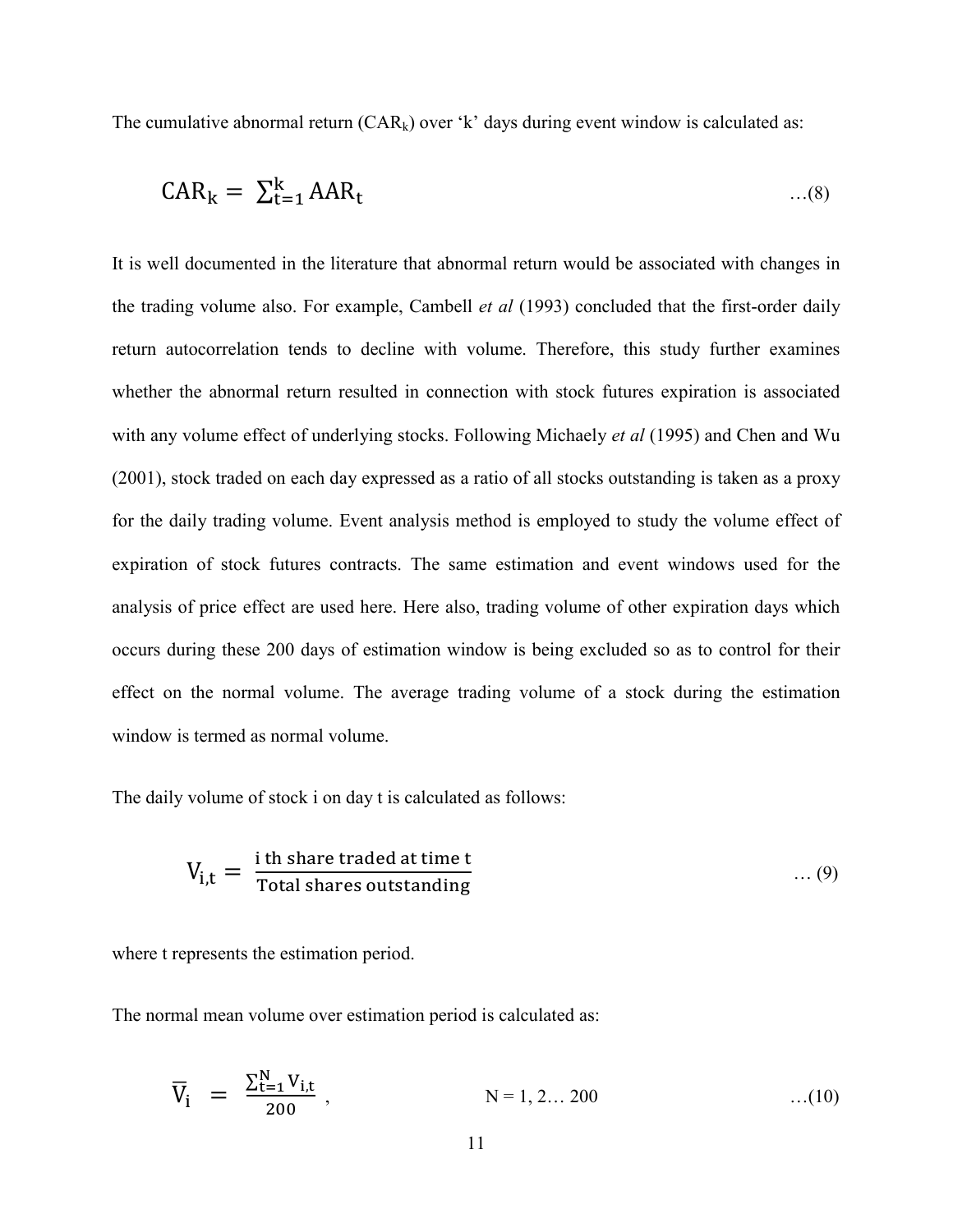The cumulative abnormal return ($CAR_k$) over 'k' days during event window is calculated as:

$$CAR_k = \sum_{t=1}^{k} AAR_t \qquad \ldots(8)$$

It is well documented in the literature that abnormal return would be associated with changes in the trading volume also. For example, Cambell *et al* (1993) concluded that the first-order daily return autocorrelation tends to decline with volume. Therefore, this study further examines whether the abnormal return resulted in connection with stock futures expiration is associated with any volume effect of underlying stocks. Following Michaely *et al* (1995) and Chen and Wu (2001), stock traded on each day expressed as a ratio of all stocks outstanding is taken as a proxy for the daily trading volume. Event analysis method is employed to study the volume effect of expiration of stock futures contracts. The same estimation and event windows used for the analysis of price effect are used here. Here also, trading volume of other expiration days which occurs during these 200 days of estimation window is being excluded so as to control for their effect on the normal volume. The average trading volume of a stock during the estimation window is termed as normal volume.

The daily volume of stock i on day t is calculated as follows:

$$V_{i,t} = \frac{\text{i th share traded at time t}}{\text{Total shares outstanding}} \qquad \ldots(9)$$

where t represents the estimation period.

The normal mean volume over estimation period is calculated as:

$$\overline{V}_i = \frac{\sum_{t=1}^{N} V_{i,t}}{200}, \qquad N = 1, 2\ldots 200 \qquad \ldots(10)$$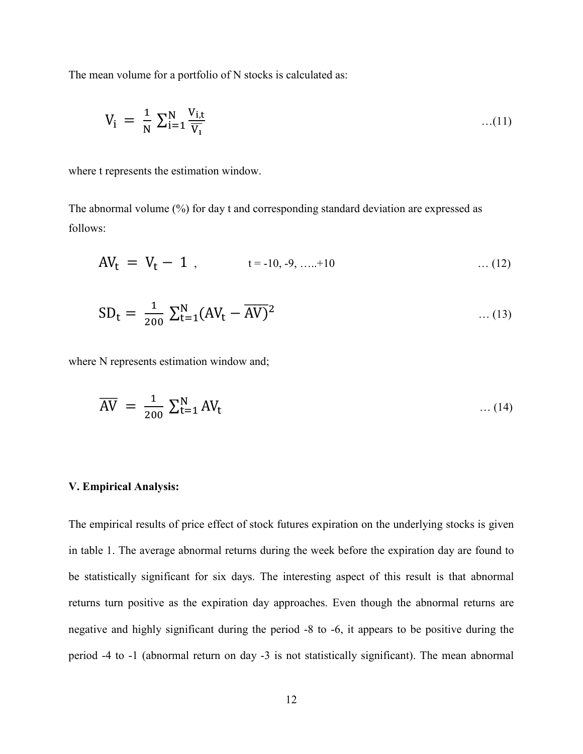The mean volume for a portfolio of N stocks is calculated as:

$$V_i = \frac{1}{N} \sum_{i=1}^{N} \frac{V_{i,t}}{\overline{V_i}} \qquad \ldots(11)$$

where t represents the estimation window.

The abnormal volume (%) for day t and corresponding standard deviation are expressed as follows:

$$AV_t = V_t - 1 \,, \qquad t = -10, -9, \ldots..+10 \qquad \ldots(12)$$

$$SD_t = \frac{1}{200} \sum_{t=1}^{N} (AV_t - \overline{AV})^2 \qquad \ldots(13)$$

where N represents estimation window and;

$$\overline{AV} = \frac{1}{200} \sum_{t=1}^{N} AV_t \qquad \ldots(14)$$

## V. Empirical Analysis:

The empirical results of price effect of stock futures expiration on the underlying stocks is given in table 1. The average abnormal returns during the week before the expiration day are found to be statistically significant for six days. The interesting aspect of this result is that abnormal returns turn positive as the expiration day approaches. Even though the abnormal returns are negative and highly significant during the period -8 to -6, it appears to be positive during the period -4 to -1 (abnormal return on day -3 is not statistically significant). The mean abnormal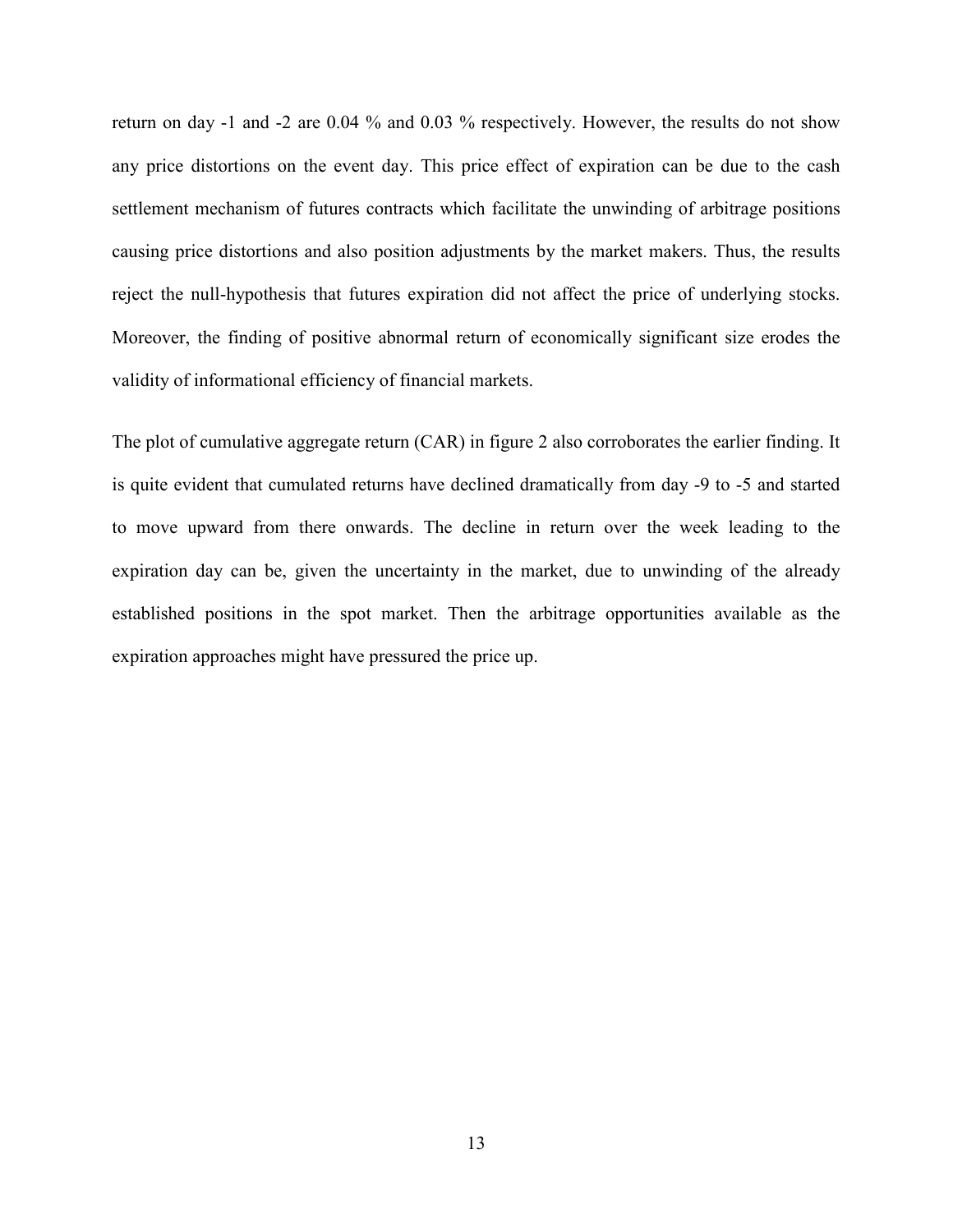return on day -1 and -2 are 0.04 % and 0.03 % respectively. However, the results do not show any price distortions on the event day. This price effect of expiration can be due to the cash settlement mechanism of futures contracts which facilitate the unwinding of arbitrage positions causing price distortions and also position adjustments by the market makers. Thus, the results reject the null-hypothesis that futures expiration did not affect the price of underlying stocks. Moreover, the finding of positive abnormal return of economically significant size erodes the validity of informational efficiency of financial markets.

The plot of cumulative aggregate return (CAR) in figure 2 also corroborates the earlier finding. It is quite evident that cumulated returns have declined dramatically from day -9 to -5 and started to move upward from there onwards. The decline in return over the week leading to the expiration day can be, given the uncertainty in the market, due to unwinding of the already established positions in the spot market. Then the arbitrage opportunities available as the expiration approaches might have pressured the price up.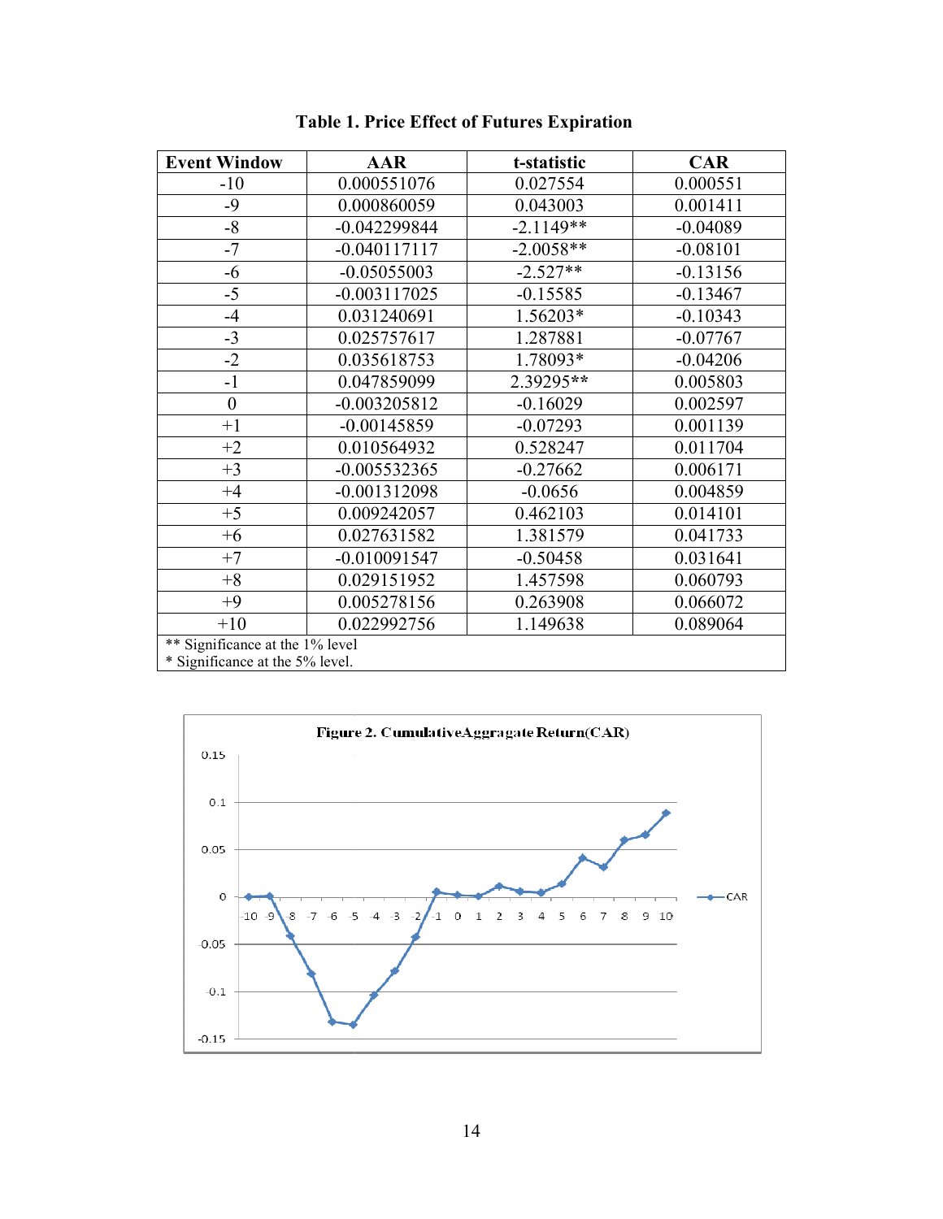**Table 1. Price Effect of Futures Expiration**

| Event Window | AAR | t-statistic | CAR |
|---|---|---|---|
| -10 | 0.000551076 | 0.027554 | 0.000551 |
| -9 | 0.000860059 | 0.043003 | 0.001411 |
| -8 | -0.042299844 | -2.1149** | -0.04089 |
| -7 | -0.040117117 | -2.0058** | -0.08101 |
| -6 | -0.05055003 | -2.527** | -0.13156 |
| -5 | -0.003117025 | -0.15585 | -0.13467 |
| -4 | 0.031240691 | 1.56203* | -0.10343 |
| -3 | 0.025757617 | 1.287881 | -0.07767 |
| -2 | 0.035618753 | 1.78093* | -0.04206 |
| -1 | 0.047859099 | 2.39295** | 0.005803 |
| 0 | -0.003205812 | -0.16029 | 0.002597 |
| +1 | -0.00145859 | -0.07293 | 0.001139 |
| +2 | 0.010564932 | 0.528247 | 0.011704 |
| +3 | -0.005532365 | -0.27662 | 0.006171 |
| +4 | -0.001312098 | -0.0656 | 0.004859 |
| +5 | 0.009242057 | 0.462103 | 0.014101 |
| +6 | 0.027631582 | 1.381579 | 0.041733 |
| +7 | -0.010091547 | -0.50458 | 0.031641 |
| +8 | 0.029151952 | 1.457598 | 0.060793 |
| +9 | 0.005278156 | 0.263908 | 0.066072 |
| +10 | 0.022992756 | 1.149638 | 0.089064 |

** Significance at the 1% level
* Significance at the 5% level.

**Figure 2. CumulativeAggragate Return(CAR)**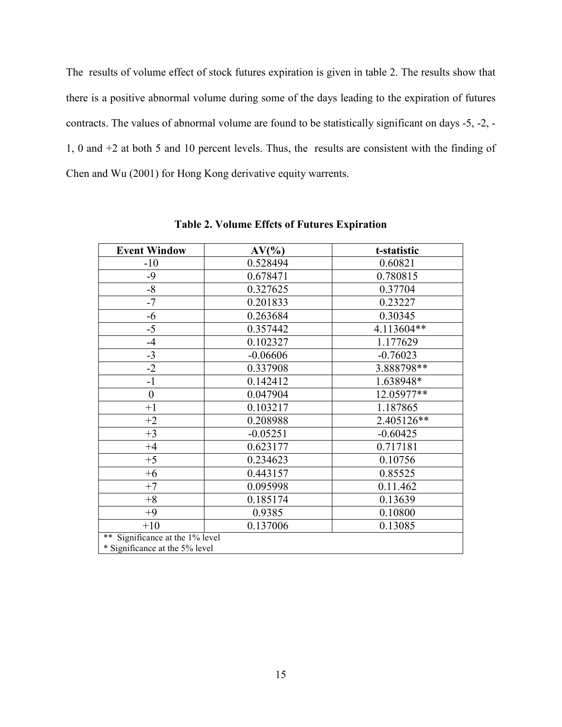The results of volume effect of stock futures expiration is given in table 2. The results show that there is a positive abnormal volume during some of the days leading to the expiration of futures contracts. The values of abnormal volume are found to be statistically significant on days -5, -2, -1, 0 and +2 at both 5 and 10 percent levels. Thus, the results are consistent with the finding of Chen and Wu (2001) for Hong Kong derivative equity warrents.

**Table 2. Volume Effcts of Futures Expiration**

| Event Window | AV(%) | t-statistic |
|---|---|---|
| -10 | 0.528494 | 0.60821 |
| -9 | 0.678471 | 0.780815 |
| -8 | 0.327625 | 0.37704 |
| -7 | 0.201833 | 0.23227 |
| -6 | 0.263684 | 0.30345 |
| -5 | 0.357442 | 4.113604** |
| -4 | 0.102327 | 1.177629 |
| -3 | -0.06606 | -0.76023 |
| -2 | 0.337908 | 3.888798** |
| -1 | 0.142412 | 1.638948* |
| 0 | 0.047904 | 12.05977** |
| +1 | 0.103217 | 1.187865 |
| +2 | 0.208988 | 2.405126** |
| +3 | -0.05251 | -0.60425 |
| +4 | 0.623177 | 0.717181 |
| +5 | 0.234623 | 0.10756 |
| +6 | 0.443157 | 0.85525 |
| +7 | 0.095998 | 0.11.462 |
| +8 | 0.185174 | 0.13639 |
| +9 | 0.9385 | 0.10800 |
| +10 | 0.137006 | 0.13085 |
| ** Significance at the 1% level<br>* Significance at the 5% level | | |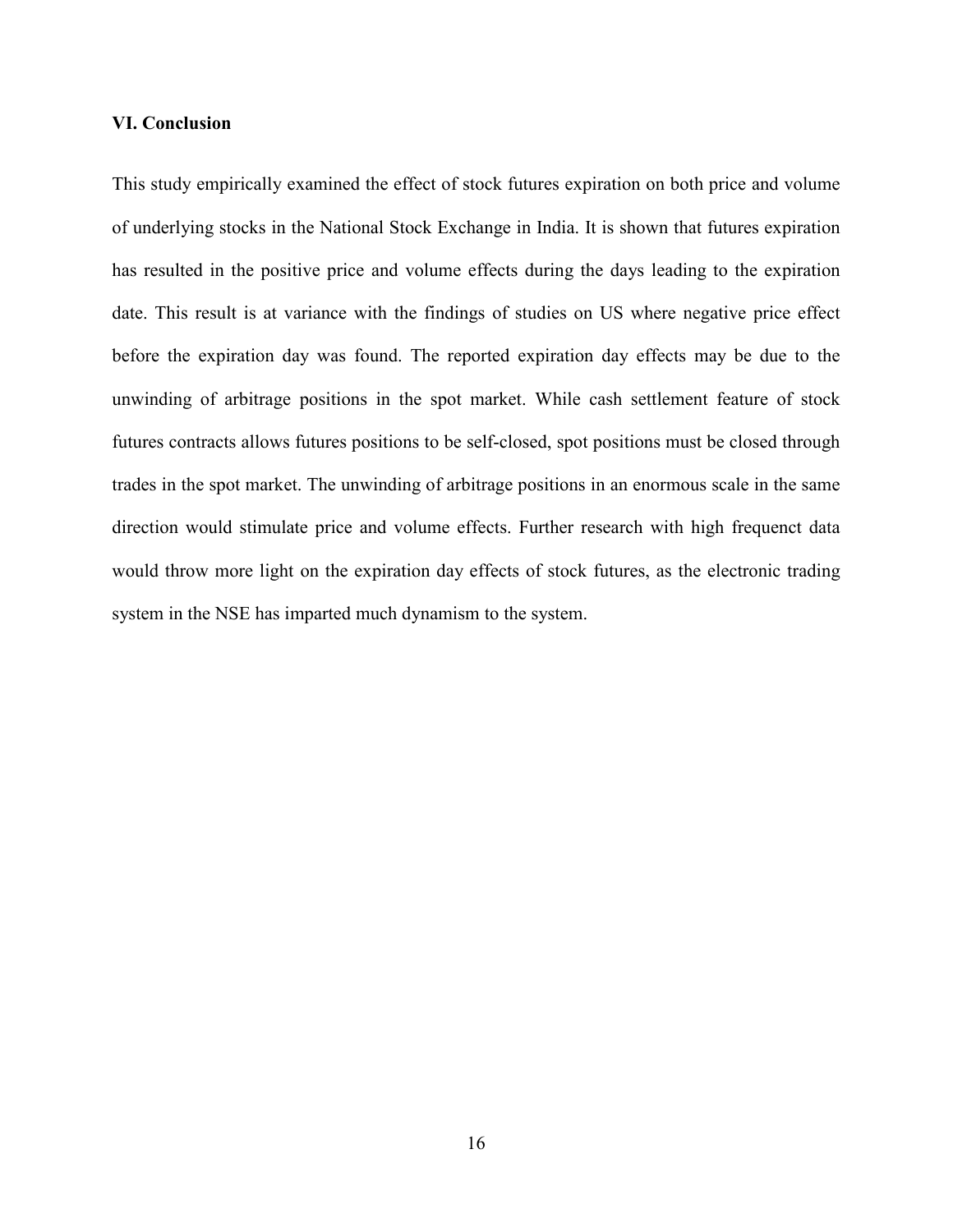## VI. Conclusion

This study empirically examined the effect of stock futures expiration on both price and volume of underlying stocks in the National Stock Exchange in India. It is shown that futures expiration has resulted in the positive price and volume effects during the days leading to the expiration date. This result is at variance with the findings of studies on US where negative price effect before the expiration day was found. The reported expiration day effects may be due to the unwinding of arbitrage positions in the spot market. While cash settlement feature of stock futures contracts allows futures positions to be self-closed, spot positions must be closed through trades in the spot market. The unwinding of arbitrage positions in an enormous scale in the same direction would stimulate price and volume effects. Further research with high frequenct data would throw more light on the expiration day effects of stock futures, as the electronic trading system in the NSE has imparted much dynamism to the system.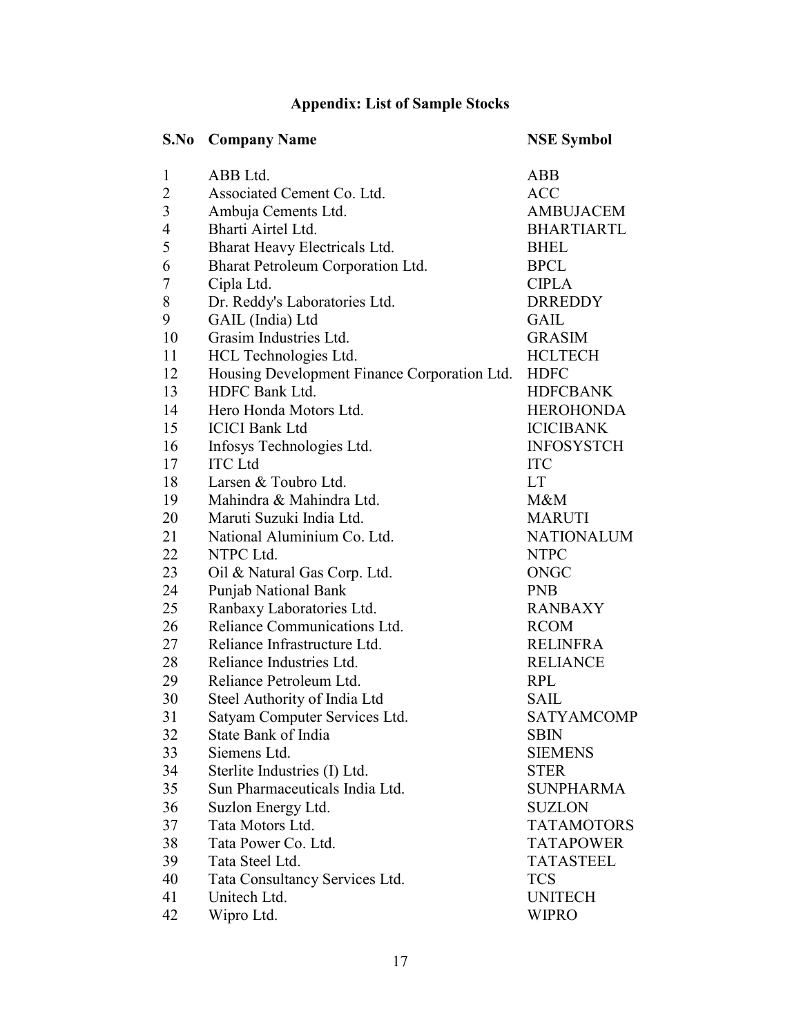## Appendix: List of Sample Stocks

| S.No | Company Name | NSE Symbol |
|---|---|---|
| 1 | ABB Ltd. | ABB |
| 2 | Associated Cement Co. Ltd. | ACC |
| 3 | Ambuja Cements Ltd. | AMBUJACEM |
| 4 | Bharti Airtel Ltd. | BHARTIARTL |
| 5 | Bharat Heavy Electricals Ltd. | BHEL |
| 6 | Bharat Petroleum Corporation Ltd. | BPCL |
| 7 | Cipla Ltd. | CIPLA |
| 8 | Dr. Reddy's Laboratories Ltd. | DRREDDY |
| 9 | GAIL (India) Ltd | GAIL |
| 10 | Grasim Industries Ltd. | GRASIM |
| 11 | HCL Technologies Ltd. | HCLTECH |
| 12 | Housing Development Finance Corporation Ltd. | HDFC |
| 13 | HDFC Bank Ltd. | HDFCBANK |
| 14 | Hero Honda Motors Ltd. | HEROHONDA |
| 15 | ICICI Bank Ltd | ICICIBANK |
| 16 | Infosys Technologies Ltd. | INFOSYSTCH |
| 17 | ITC Ltd | ITC |
| 18 | Larsen & Toubro Ltd. | LT |
| 19 | Mahindra & Mahindra Ltd. | M&M |
| 20 | Maruti Suzuki India Ltd. | MARUTI |
| 21 | National Aluminium Co. Ltd. | NATIONALUM |
| 22 | NTPC Ltd. | NTPC |
| 23 | Oil & Natural Gas Corp. Ltd. | ONGC |
| 24 | Punjab National Bank | PNB |
| 25 | Ranbaxy Laboratories Ltd. | RANBAXY |
| 26 | Reliance Communications Ltd. | RCOM |
| 27 | Reliance Infrastructure Ltd. | RELINFRA |
| 28 | Reliance Industries Ltd. | RELIANCE |
| 29 | Reliance Petroleum Ltd. | RPL |
| 30 | Steel Authority of India Ltd | SAIL |
| 31 | Satyam Computer Services Ltd. | SATYAMCOMP |
| 32 | State Bank of India | SBIN |
| 33 | Siemens Ltd. | SIEMENS |
| 34 | Sterlite Industries (I) Ltd. | STER |
| 35 | Sun Pharmaceuticals India Ltd. | SUNPHARMA |
| 36 | Suzlon Energy Ltd. | SUZLON |
| 37 | Tata Motors Ltd. | TATAMOTORS |
| 38 | Tata Power Co. Ltd. | TATAPOWER |
| 39 | Tata Steel Ltd. | TATASTEEL |
| 40 | Tata Consultancy Services Ltd. | TCS |
| 41 | Unitech Ltd. | UNITECH |
| 42 | Wipro Ltd. | WIPRO |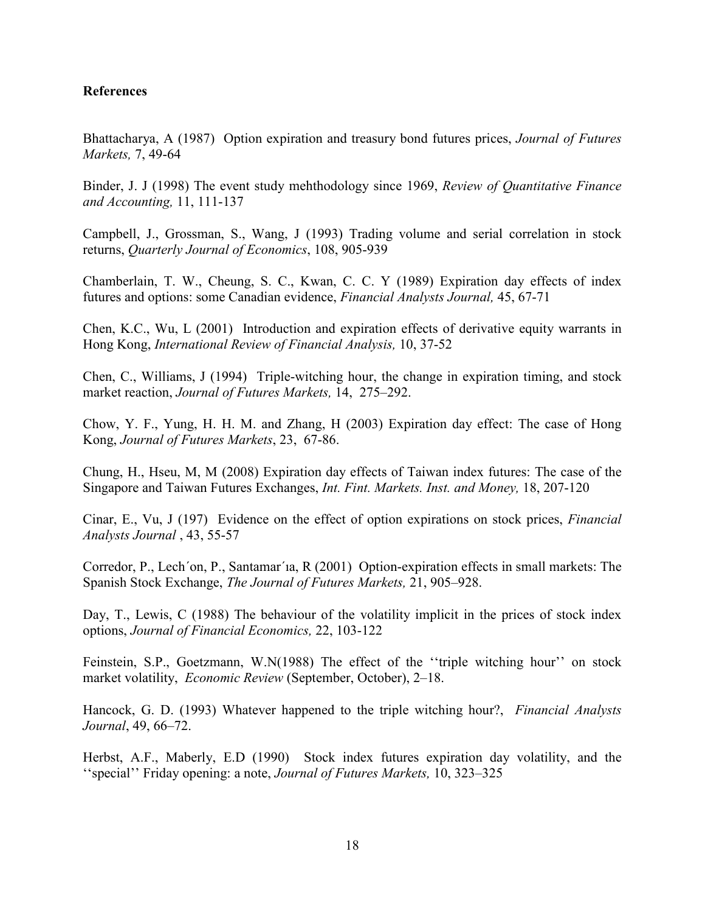**References**

Bhattacharya, A (1987) Option expiration and treasury bond futures prices, *Journal of Futures Markets,* 7, 49-64

Binder, J. J (1998) The event study mehthodology since 1969, *Review of Quantitative Finance and Accounting,* 11, 111-137

Campbell, J., Grossman, S., Wang, J (1993) Trading volume and serial correlation in stock returns, *Quarterly Journal of Economics*, 108, 905-939

Chamberlain, T. W., Cheung, S. C., Kwan, C. C. Y (1989) Expiration day effects of index futures and options: some Canadian evidence, *Financial Analysts Journal,* 45, 67-71

Chen, K.C., Wu, L (2001) Introduction and expiration effects of derivative equity warrants in Hong Kong, *International Review of Financial Analysis,* 10, 37-52

Chen, C., Williams, J (1994) Triple-witching hour, the change in expiration timing, and stock market reaction, *Journal of Futures Markets,* 14, 275–292.

Chow, Y. F., Yung, H. H. M. and Zhang, H (2003) Expiration day effect: The case of Hong Kong, *Journal of Futures Markets*, 23, 67-86.

Chung, H., Hseu, M, M (2008) Expiration day effects of Taiwan index futures: The case of the Singapore and Taiwan Futures Exchanges, *Int. Fint. Markets. Inst. and Money,* 18, 207-120

Cinar, E., Vu, J (197) Evidence on the effect of option expirations on stock prices, *Financial Analysts Journal* , 43, 55-57

Corredor, P., Lech´on, P., Santamar´ıa, R (2001) Option-expiration effects in small markets: The Spanish Stock Exchange, *The Journal of Futures Markets,* 21, 905–928.

Day, T., Lewis, C (1988) The behaviour of the volatility implicit in the prices of stock index options, *Journal of Financial Economics,* 22, 103-122

Feinstein, S.P., Goetzmann, W.N(1988) The effect of the ''triple witching hour'' on stock market volatility, *Economic Review* (September, October), 2–18.

Hancock, G. D. (1993) Whatever happened to the triple witching hour?, *Financial Analysts Journal*, 49, 66–72.

Herbst, A.F., Maberly, E.D (1990) Stock index futures expiration day volatility, and the ''special'' Friday opening: a note, *Journal of Futures Markets,* 10, 323–325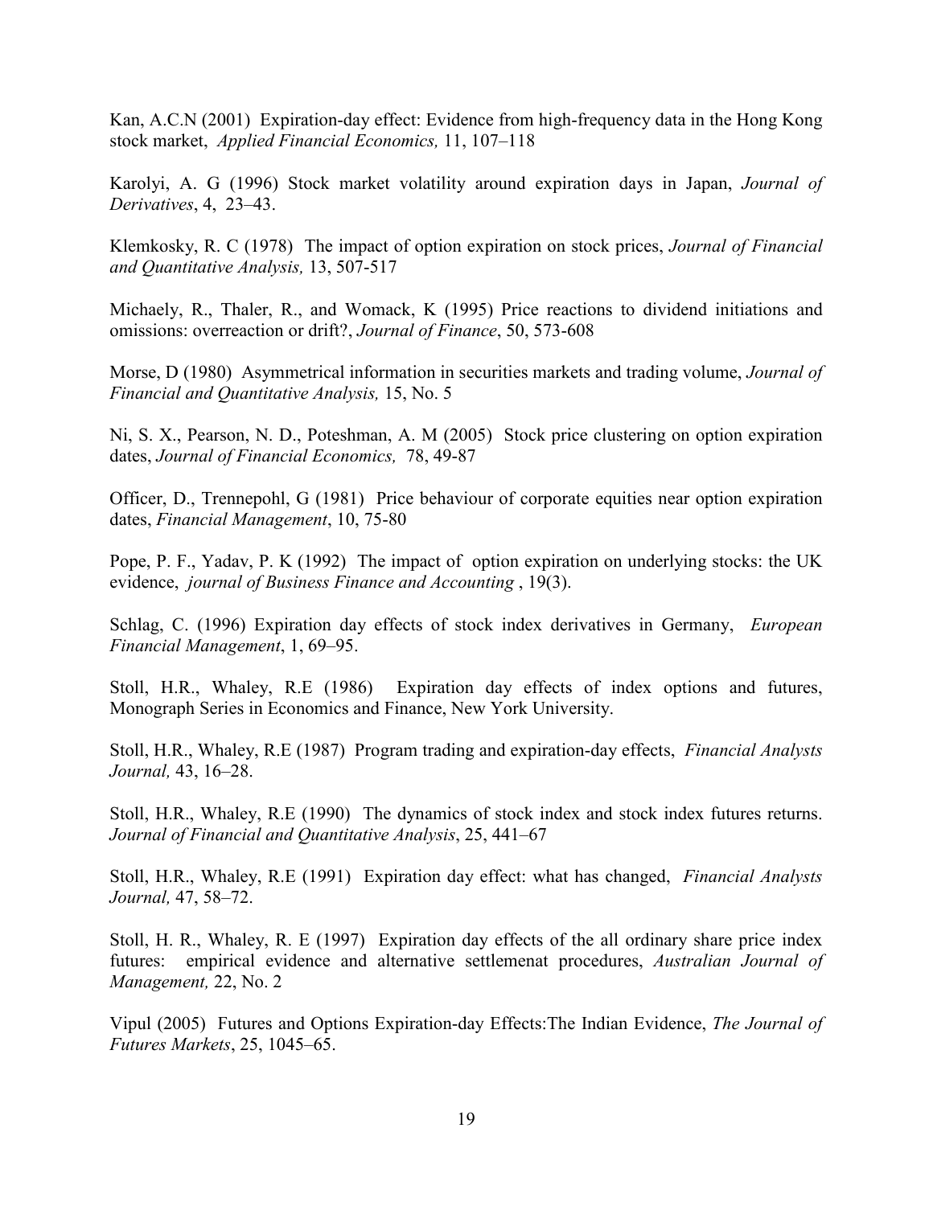Kan, A.C.N (2001) Expiration-day effect: Evidence from high-frequency data in the Hong Kong stock market, *Applied Financial Economics,* 11, 107–118

Karolyi, A. G (1996) Stock market volatility around expiration days in Japan, *Journal of Derivatives*, 4, 23–43.

Klemkosky, R. C (1978) The impact of option expiration on stock prices, *Journal of Financial and Quantitative Analysis,* 13, 507-517

Michaely, R., Thaler, R., and Womack, K (1995) Price reactions to dividend initiations and omissions: overreaction or drift?, *Journal of Finance*, 50, 573-608

Morse, D (1980) Asymmetrical information in securities markets and trading volume, *Journal of Financial and Quantitative Analysis,* 15, No. 5

Ni, S. X., Pearson, N. D., Poteshman, A. M (2005) Stock price clustering on option expiration dates, *Journal of Financial Economics,* 78, 49-87

Officer, D., Trennepohl, G (1981) Price behaviour of corporate equities near option expiration dates, *Financial Management*, 10, 75-80

Pope, P. F., Yadav, P. K (1992) The impact of option expiration on underlying stocks: the UK evidence, *journal of Business Finance and Accounting* , 19(3).

Schlag, C. (1996) Expiration day effects of stock index derivatives in Germany, *European Financial Management*, 1, 69–95.

Stoll, H.R., Whaley, R.E (1986) Expiration day effects of index options and futures, Monograph Series in Economics and Finance, New York University.

Stoll, H.R., Whaley, R.E (1987) Program trading and expiration-day effects, *Financial Analysts Journal,* 43, 16–28.

Stoll, H.R., Whaley, R.E (1990) The dynamics of stock index and stock index futures returns. *Journal of Financial and Quantitative Analysis*, 25, 441–67

Stoll, H.R., Whaley, R.E (1991) Expiration day effect: what has changed, *Financial Analysts Journal,* 47, 58–72.

Stoll, H. R., Whaley, R. E (1997) Expiration day effects of the all ordinary share price index futures: empirical evidence and alternative settlemenat procedures, *Australian Journal of Management,* 22, No. 2

Vipul (2005) Futures and Options Expiration-day Effects:The Indian Evidence, *The Journal of Futures Markets*, 25, 1045–65.